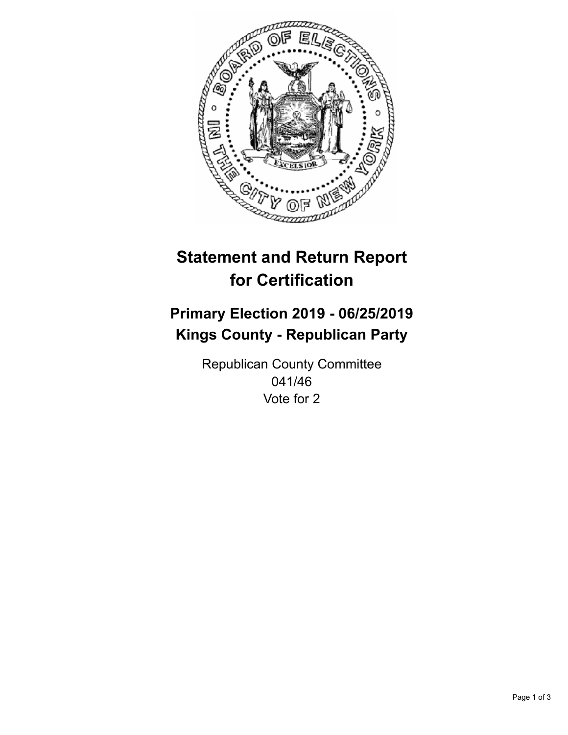# Statement and Return Report for Certification

## Primary Election 2019 - 06/25/2019
## Kings County - Republican Party

Republican County Committee
041/46
Vote for 2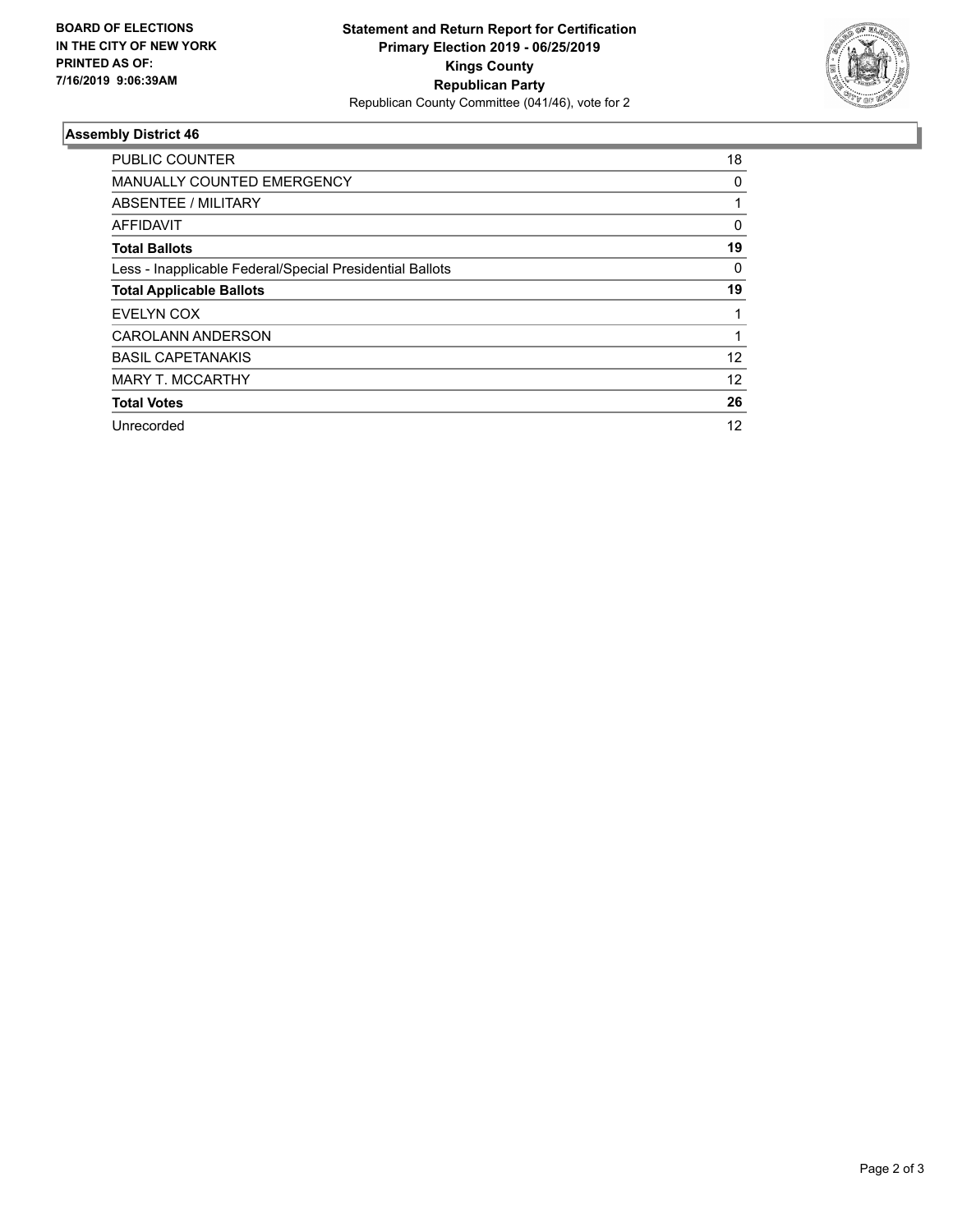**BOARD OF ELECTIONS IN THE CITY OF NEW YORK PRINTED AS OF: 7/16/2019 9:06:39AM**

**Statement and Return Report for Certification**
**Primary Election 2019 - 06/25/2019**
**Kings County**
**Republican Party**
Republican County Committee (041/46), vote for 2

### Assembly District 46

| | |
|---|---|
| PUBLIC COUNTER | 18 |
| MANUALLY COUNTED EMERGENCY | 0 |
| ABSENTEE / MILITARY | 1 |
| AFFIDAVIT | 0 |
| **Total Ballots** | **19** |
| Less - Inapplicable Federal/Special Presidential Ballots | 0 |
| **Total Applicable Ballots** | **19** |
| EVELYN COX | 1 |
| CAROLANN ANDERSON | 1 |
| BASIL CAPETANAKIS | 12 |
| MARY T. MCCARTHY | 12 |
| **Total Votes** | **26** |
| Unrecorded | 12 |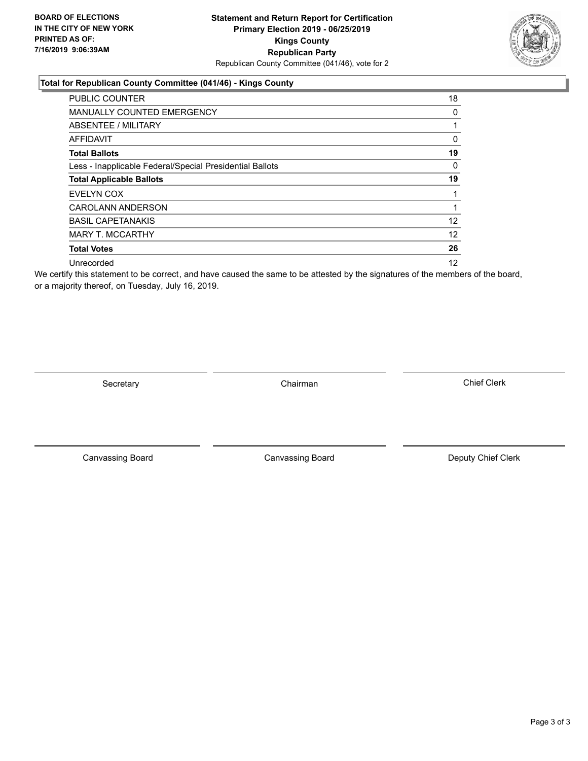BOARD OF ELECTIONS
IN THE CITY OF NEW YORK
PRINTED AS OF:
7/16/2019 9:06:39AM

**Statement and Return Report for Certification**
**Primary Election 2019 - 06/25/2019**
**Kings County**
**Republican Party**
Republican County Committee (041/46), vote for 2

**Total for Republican County Committee (041/46) - Kings County**

| | |
|---|---|
| PUBLIC COUNTER | 18 |
| MANUALLY COUNTED EMERGENCY | 0 |
| ABSENTEE / MILITARY | 1 |
| AFFIDAVIT | 0 |
| **Total Ballots** | **19** |
| Less - Inapplicable Federal/Special Presidential Ballots | 0 |
| **Total Applicable Ballots** | **19** |
| EVELYN COX | 1 |
| CAROLANN ANDERSON | 1 |
| BASIL CAPETANAKIS | 12 |
| MARY T. MCCARTHY | 12 |
| **Total Votes** | **26** |
| Unrecorded | 12 |

We certify this statement to be correct, and have caused the same to be attested by the signatures of the members of the board, or a majority thereof, on Tuesday, July 16, 2019.

Secretary | Chairman | Chief Clerk

Canvassing Board | Canvassing Board | Deputy Chief Clerk